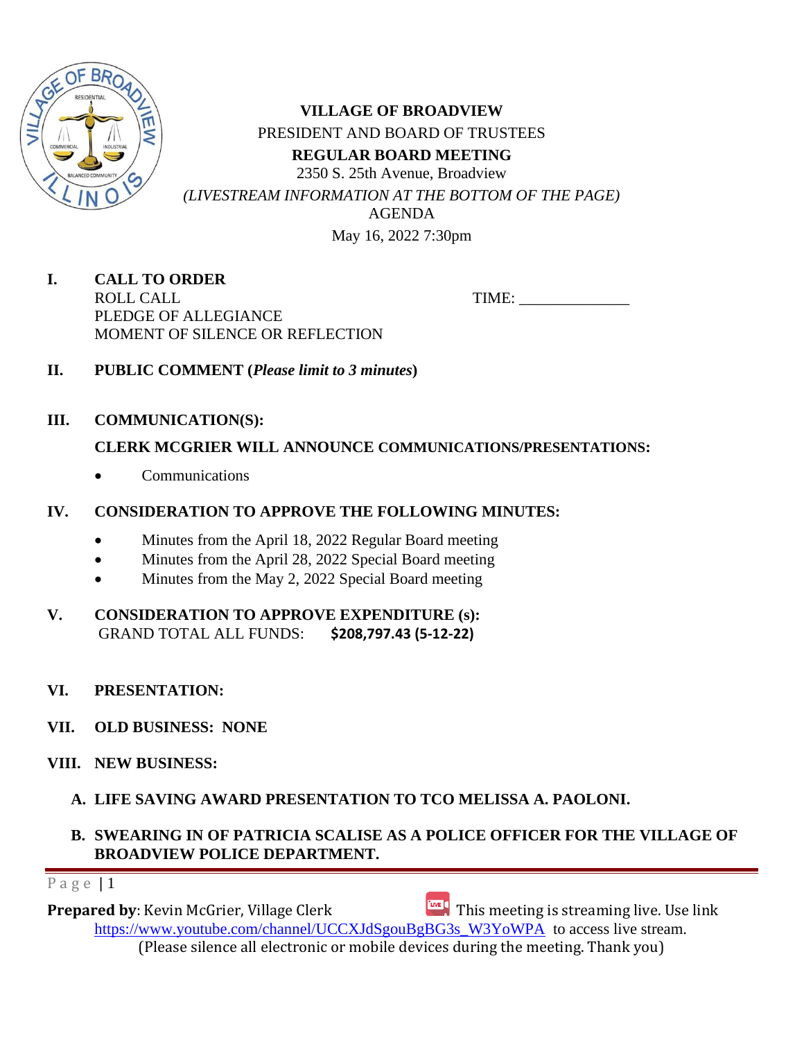**VILLAGE OF BROADVIEW**
PRESIDENT AND BOARD OF TRUSTEES
**REGULAR BOARD MEETING**
2350 S. 25th Avenue, Broadview
*(LIVESTREAM INFORMATION AT THE BOTTOM OF THE PAGE)*
AGENDA
May 16, 2022 7:30pm

**I. CALL TO ORDER**
ROLL CALL TIME: ______________
PLEDGE OF ALLEGIANCE
MOMENT OF SILENCE OR REFLECTION

**II. PUBLIC COMMENT (*Please limit to 3 minutes*)**

**III. COMMUNICATION(S):**

**CLERK MCGRIER WILL ANNOUNCE COMMUNICATIONS/PRESENTATIONS:**

- Communications

**IV. CONSIDERATION TO APPROVE THE FOLLOWING MINUTES:**

- Minutes from the April 18, 2022 Regular Board meeting
- Minutes from the April 28, 2022 Special Board meeting
- Minutes from the May 2, 2022 Special Board meeting

**V. CONSIDERATION TO APPROVE EXPENDITURE (s):**
GRAND TOTAL ALL FUNDS: **$208,797.43 (5-12-22)**

**VI. PRESENTATION:**

**VII. OLD BUSINESS: NONE**

**VIII. NEW BUSINESS:**

**A. LIFE SAVING AWARD PRESENTATION TO TCO MELISSA A. PAOLONI.**

**B. SWEARING IN OF PATRICIA SCALISE AS A POLICE OFFICER FOR THE VILLAGE OF BROADVIEW POLICE DEPARTMENT.**

**Prepared by**: Kevin McGrier, Village Clerk This meeting is streaming live. Use link https://www.youtube.com/channel/UCCXJdSgouBgBG3s_W3YoWPA to access live stream.
(Please silence all electronic or mobile devices during the meeting. Thank you)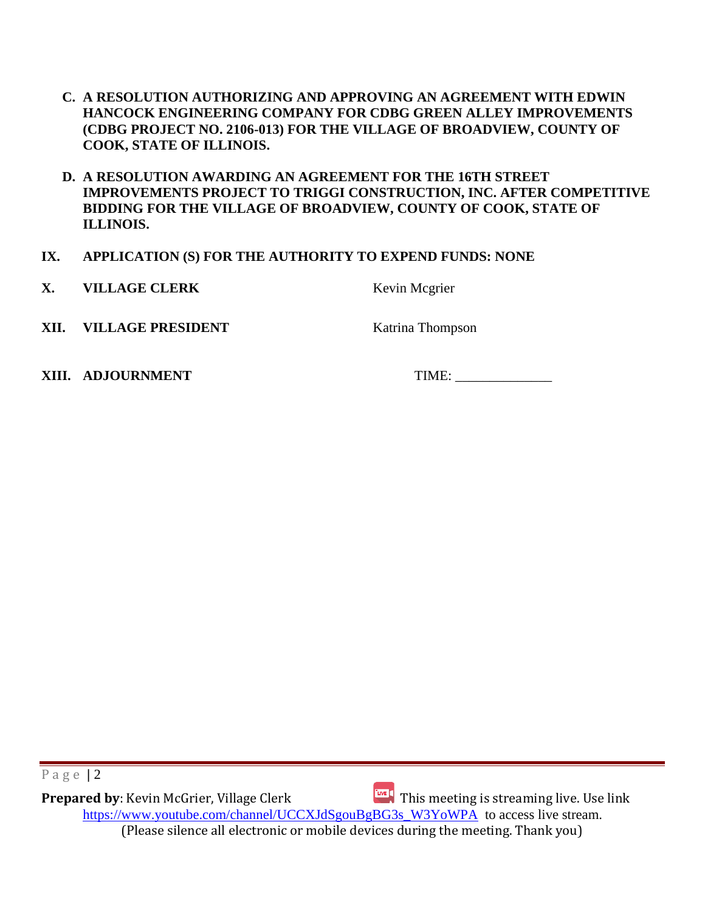**C. A RESOLUTION AUTHORIZING AND APPROVING AN AGREEMENT WITH EDWIN HANCOCK ENGINEERING COMPANY FOR CDBG GREEN ALLEY IMPROVEMENTS (CDBG PROJECT NO. 2106-013) FOR THE VILLAGE OF BROADVIEW, COUNTY OF COOK, STATE OF ILLINOIS.**

**D. A RESOLUTION AWARDING AN AGREEMENT FOR THE 16TH STREET IMPROVEMENTS PROJECT TO TRIGGI CONSTRUCTION, INC. AFTER COMPETITIVE BIDDING FOR THE VILLAGE OF BROADVIEW, COUNTY OF COOK, STATE OF ILLINOIS.**

**IX. APPLICATION (S) FOR THE AUTHORITY TO EXPEND FUNDS: NONE**

**X. VILLAGE CLERK** Kevin Mcgrier

**XII. VILLAGE PRESIDENT** Katrina Thompson

**XIII. ADJOURNMENT** TIME: ______________

**Prepared by**: Kevin McGrier, Village Clerk This meeting is streaming live. Use link https://www.youtube.com/channel/UCCXJdSgouBgBG3s_W3YoWPA to access live stream.
(Please silence all electronic or mobile devices during the meeting. Thank you)